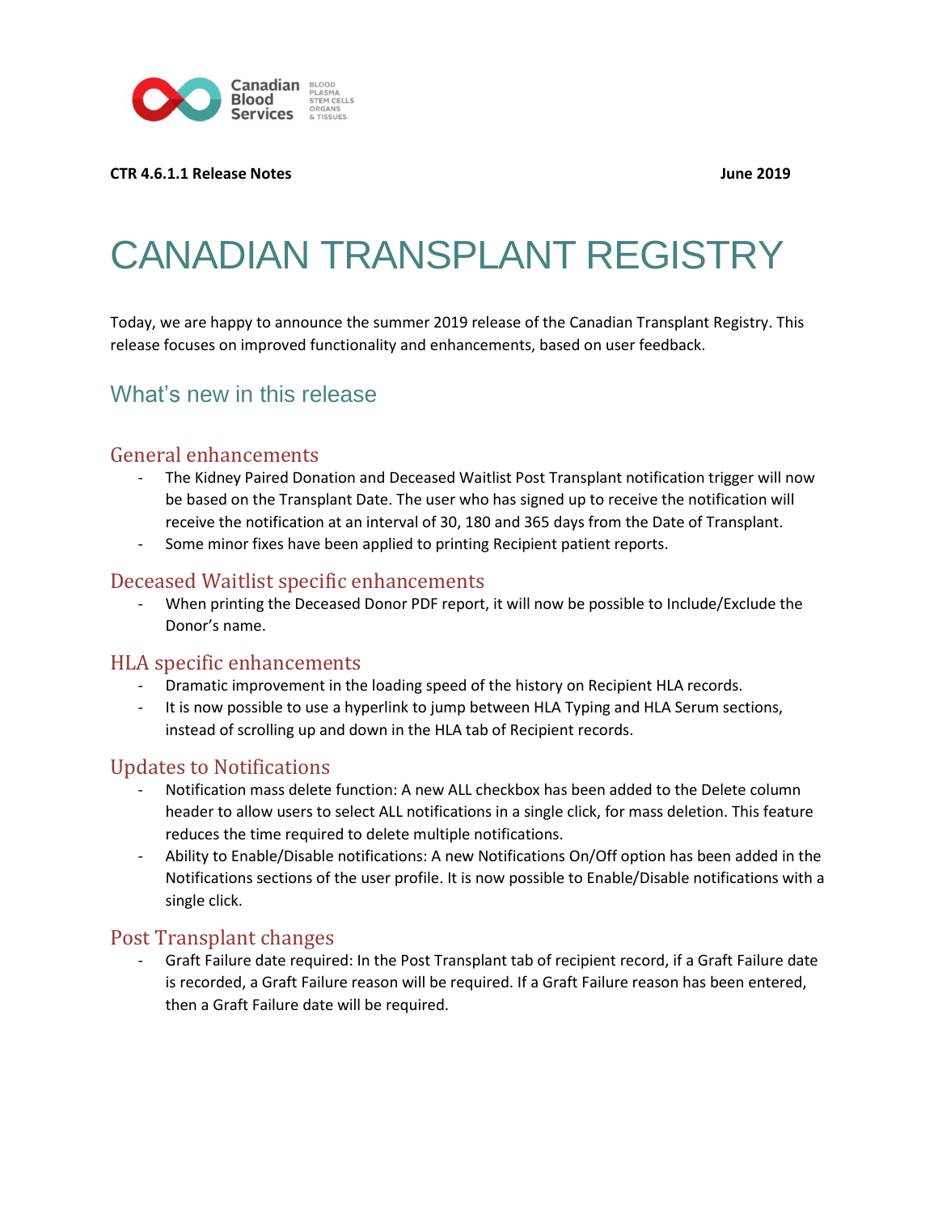**CTR 4.6.1.1 Release Notes** **June 2019**

# CANADIAN TRANSPLANT REGISTRY

Today, we are happy to announce the summer 2019 release of the Canadian Transplant Registry. This release focuses on improved functionality and enhancements, based on user feedback.

## What's new in this release

### General enhancements

- The Kidney Paired Donation and Deceased Waitlist Post Transplant notification trigger will now be based on the Transplant Date. The user who has signed up to receive the notification will receive the notification at an interval of 30, 180 and 365 days from the Date of Transplant.
- Some minor fixes have been applied to printing Recipient patient reports.

### Deceased Waitlist specific enhancements

- When printing the Deceased Donor PDF report, it will now be possible to Include/Exclude the Donor's name.

### HLA specific enhancements

- Dramatic improvement in the loading speed of the history on Recipient HLA records.
- It is now possible to use a hyperlink to jump between HLA Typing and HLA Serum sections, instead of scrolling up and down in the HLA tab of Recipient records.

### Updates to Notifications

- Notification mass delete function: A new ALL checkbox has been added to the Delete column header to allow users to select ALL notifications in a single click, for mass deletion. This feature reduces the time required to delete multiple notifications.
- Ability to Enable/Disable notifications: A new Notifications On/Off option has been added in the Notifications sections of the user profile. It is now possible to Enable/Disable notifications with a single click.

### Post Transplant changes

- Graft Failure date required: In the Post Transplant tab of recipient record, if a Graft Failure date is recorded, a Graft Failure reason will be required. If a Graft Failure reason has been entered, then a Graft Failure date will be required.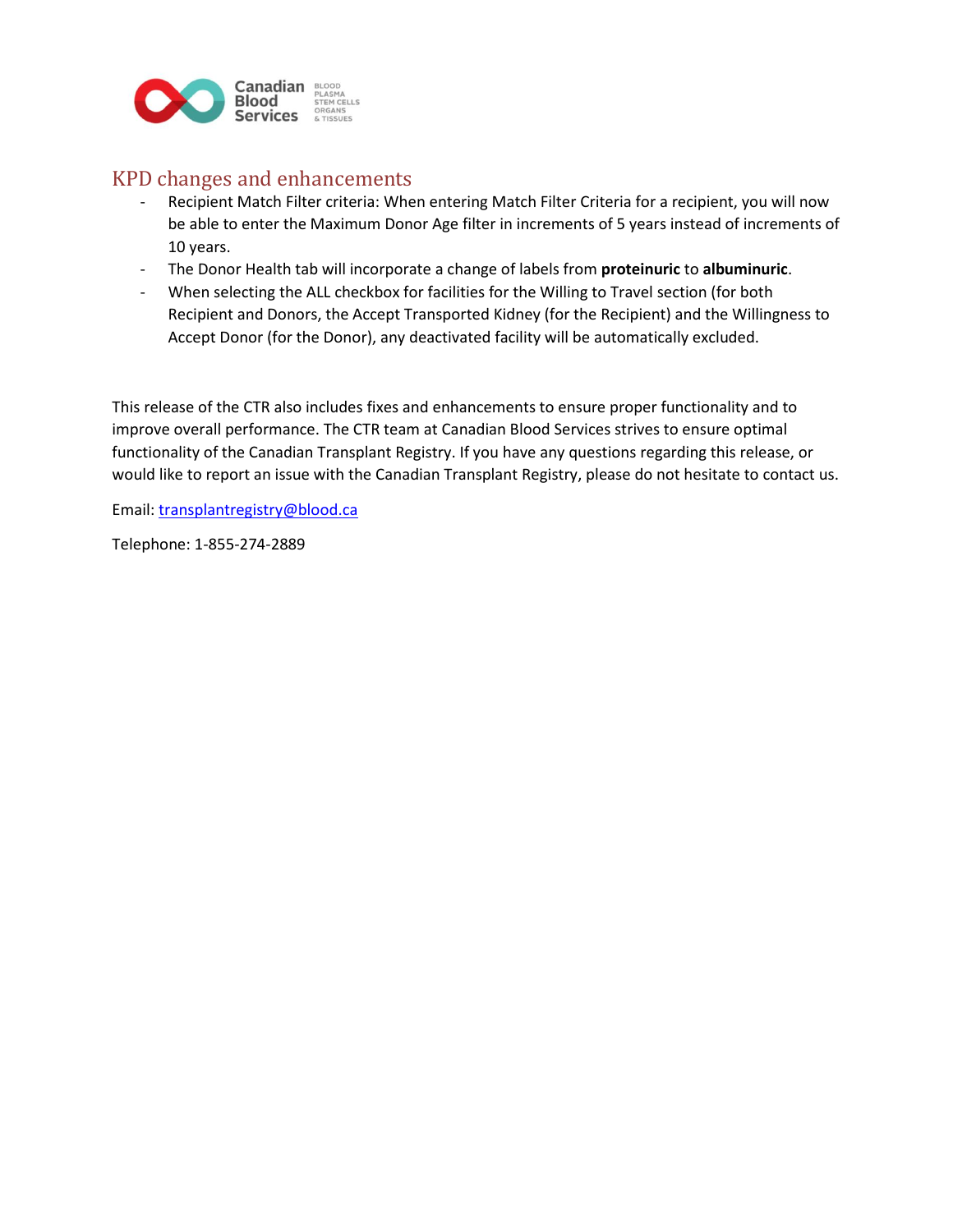## KPD changes and enhancements

- Recipient Match Filter criteria: When entering Match Filter Criteria for a recipient, you will now be able to enter the Maximum Donor Age filter in increments of 5 years instead of increments of 10 years.
- The Donor Health tab will incorporate a change of labels from **proteinuric** to **albuminuric**.
- When selecting the ALL checkbox for facilities for the Willing to Travel section (for both Recipient and Donors, the Accept Transported Kidney (for the Recipient) and the Willingness to Accept Donor (for the Donor), any deactivated facility will be automatically excluded.

This release of the CTR also includes fixes and enhancements to ensure proper functionality and to improve overall performance. The CTR team at Canadian Blood Services strives to ensure optimal functionality of the Canadian Transplant Registry. If you have any questions regarding this release, or would like to report an issue with the Canadian Transplant Registry, please do not hesitate to contact us.

Email: transplantregistry@blood.ca

Telephone: 1-855-274-2889